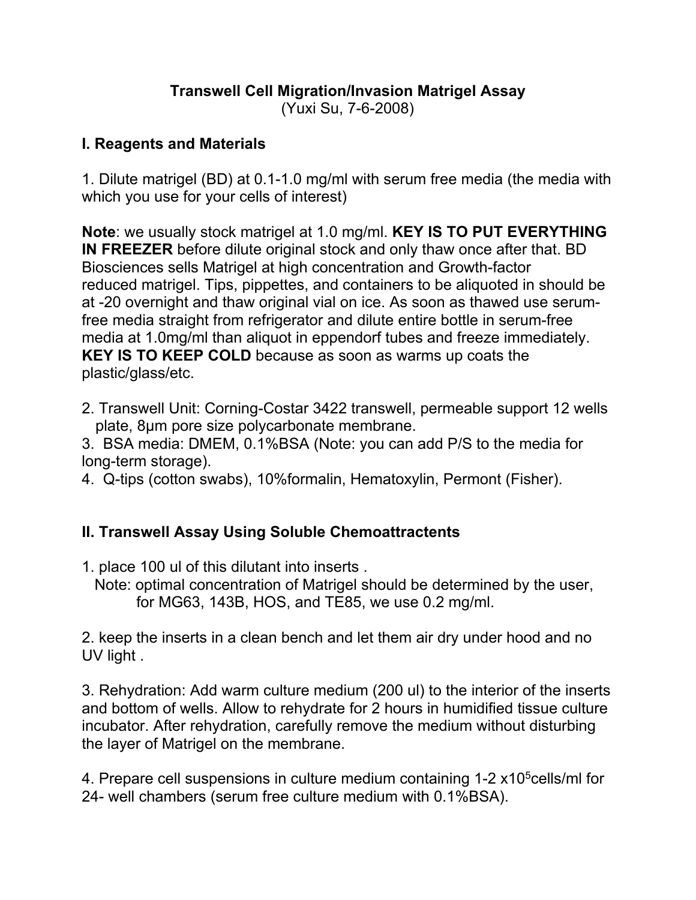**Transwell Cell Migration/Invasion Matrigel Assay**
(Yuxi Su, 7-6-2008)

## I. Reagents and Materials

1. Dilute matrigel (BD) at 0.1-1.0 mg/ml with serum free media (the media with which you use for your cells of interest)

**Note**: we usually stock matrigel at 1.0 mg/ml. **KEY IS TO PUT EVERYTHING IN FREEZER** before dilute original stock and only thaw once after that. BD Biosciences sells Matrigel at high concentration and Growth-factor reduced matrigel. Tips, pippettes, and containers to be aliquoted in should be at -20 overnight and thaw original vial on ice. As soon as thawed use serum-free media straight from refrigerator and dilute entire bottle in serum-free media at 1.0mg/ml than aliquot in eppendorf tubes and freeze immediately. **KEY IS TO KEEP COLD** because as soon as warms up coats the plastic/glass/etc.

2. Transwell Unit: Corning-Costar 3422 transwell, permeable support 12 wells plate, 8μm pore size polycarbonate membrane.
3. BSA media: DMEM, 0.1%BSA (Note: you can add P/S to the media for long-term storage).
4. Q-tips (cotton swabs), 10%formalin, Hematoxylin, Permont (Fisher).

## II. Transwell Assay Using Soluble Chemoattractents

1. place 100 ul of this dilutant into inserts .
   Note: optimal concentration of Matrigel should be determined by the user, for MG63, 143B, HOS, and TE85, we use 0.2 mg/ml.

2. keep the inserts in a clean bench and let them air dry under hood and no UV light .

3. Rehydration: Add warm culture medium (200 ul) to the interior of the inserts and bottom of wells. Allow to rehydrate for 2 hours in humidified tissue culture incubator. After rehydration, carefully remove the medium without disturbing the layer of Matrigel on the membrane.

4. Prepare cell suspensions in culture medium containing 1-2 $\times 10^5$cells/ml for 24- well chambers (serum free culture medium with 0.1%BSA).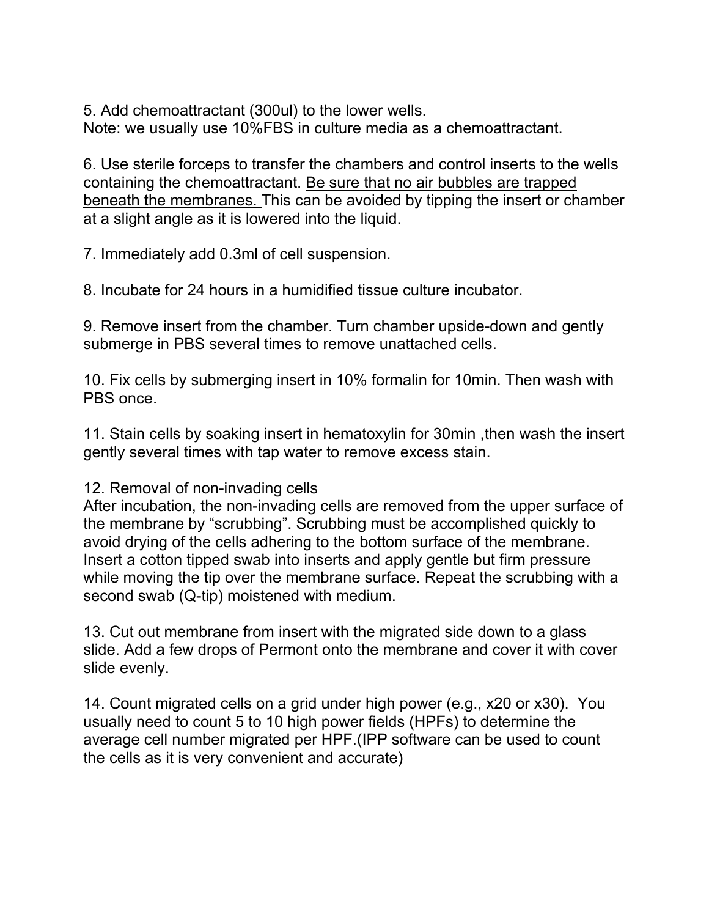5. Add chemoattractant (300ul) to the lower wells.
Note: we usually use 10%FBS in culture media as a chemoattractant.

6. Use sterile forceps to transfer the chambers and control inserts to the wells containing the chemoattractant. Be sure that no air bubbles are trapped beneath the membranes. This can be avoided by tipping the insert or chamber at a slight angle as it is lowered into the liquid.

7. Immediately add 0.3ml of cell suspension.

8. Incubate for 24 hours in a humidified tissue culture incubator.

9. Remove insert from the chamber. Turn chamber upside-down and gently submerge in PBS several times to remove unattached cells.

10. Fix cells by submerging insert in 10% formalin for 10min. Then wash with PBS once.

11. Stain cells by soaking insert in hematoxylin for 30min ,then wash the insert gently several times with tap water to remove excess stain.

12. Removal of non-invading cells
After incubation, the non-invading cells are removed from the upper surface of the membrane by "scrubbing". Scrubbing must be accomplished quickly to avoid drying of the cells adhering to the bottom surface of the membrane. Insert a cotton tipped swab into inserts and apply gentle but firm pressure while moving the tip over the membrane surface. Repeat the scrubbing with a second swab (Q-tip) moistened with medium.

13. Cut out membrane from insert with the migrated side down to a glass slide. Add a few drops of Permont onto the membrane and cover it with cover slide evenly.

14. Count migrated cells on a grid under high power (e.g., x20 or x30). You usually need to count 5 to 10 high power fields (HPFs) to determine the average cell number migrated per HPF.(IPP software can be used to count the cells as it is very convenient and accurate)